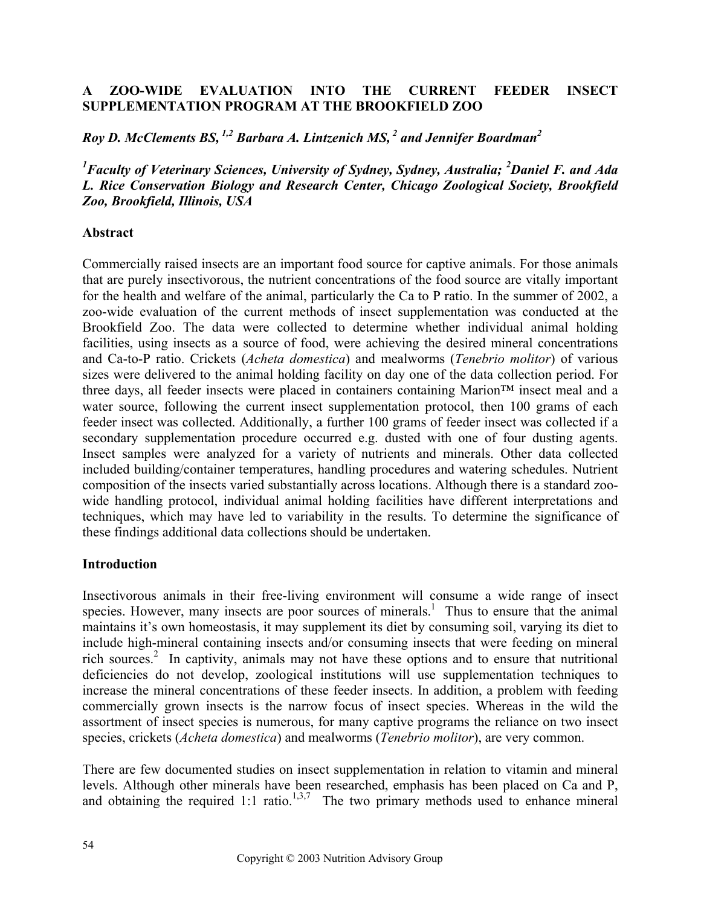# A ZOO-WIDE EVALUATION INTO THE CURRENT FEEDER INSECT SUPPLEMENTATION PROGRAM AT THE BROOKFIELD ZOO

***Roy D. McClements BS,*** [1,2] ***Barbara A. Lintzenich MS,*** [2] ***and Jennifer Boardman*** [2]

[1] ***Faculty of Veterinary Sciences, University of Sydney, Sydney, Australia;*** [2] ***Daniel F. and Ada L. Rice Conservation Biology and Research Center, Chicago Zoological Society, Brookfield Zoo, Brookfield, Illinois, USA***

## Abstract

Commercially raised insects are an important food source for captive animals. For those animals that are purely insectivorous, the nutrient concentrations of the food source are vitally important for the health and welfare of the animal, particularly the Ca to P ratio. In the summer of 2002, a zoo-wide evaluation of the current methods of insect supplementation was conducted at the Brookfield Zoo. The data were collected to determine whether individual animal holding facilities, using insects as a source of food, were achieving the desired mineral concentrations and Ca-to-P ratio. Crickets (*Acheta domestica*) and mealworms (*Tenebrio molitor*) of various sizes were delivered to the animal holding facility on day one of the data collection period. For three days, all feeder insects were placed in containers containing Marion™ insect meal and a water source, following the current insect supplementation protocol, then 100 grams of each feeder insect was collected. Additionally, a further 100 grams of feeder insect was collected if a secondary supplementation procedure occurred e.g. dusted with one of four dusting agents. Insect samples were analyzed for a variety of nutrients and minerals. Other data collected included building/container temperatures, handling procedures and watering schedules. Nutrient composition of the insects varied substantially across locations. Although there is a standard zoo-wide handling protocol, individual animal holding facilities have different interpretations and techniques, which may have led to variability in the results. To determine the significance of these findings additional data collections should be undertaken.

## Introduction

Insectivorous animals in their free-living environment will consume a wide range of insect species. However, many insects are poor sources of minerals.[1] Thus to ensure that the animal maintains it's own homeostasis, it may supplement its diet by consuming soil, varying its diet to include high-mineral containing insects and/or consuming insects that were feeding on mineral rich sources.[2] In captivity, animals may not have these options and to ensure that nutritional deficiencies do not develop, zoological institutions will use supplementation techniques to increase the mineral concentrations of these feeder insects. In addition, a problem with feeding commercially grown insects is the narrow focus of insect species. Whereas in the wild the assortment of insect species is numerous, for many captive programs the reliance on two insect species, crickets (*Acheta domestica*) and mealworms (*Tenebrio molitor*), are very common.

There are few documented studies on insect supplementation in relation to vitamin and mineral levels. Although other minerals have been researched, emphasis has been placed on Ca and P, and obtaining the required 1:1 ratio.[1,3,7] The two primary methods used to enhance mineral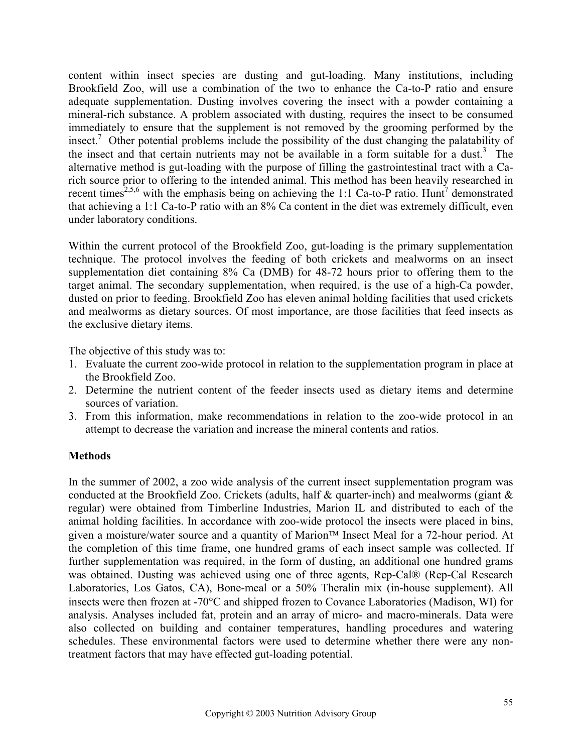content within insect species are dusting and gut-loading. Many institutions, including Brookfield Zoo, will use a combination of the two to enhance the Ca-to-P ratio and ensure adequate supplementation. Dusting involves covering the insect with a powder containing a mineral-rich substance. A problem associated with dusting, requires the insect to be consumed immediately to ensure that the supplement is not removed by the grooming performed by the insect.[7] Other potential problems include the possibility of the dust changing the palatability of the insect and that certain nutrients may not be available in a form suitable for a dust.[3] The alternative method is gut-loading with the purpose of filling the gastrointestinal tract with a Ca-rich source prior to offering to the intended animal. This method has been heavily researched in recent times[2,5,6] with the emphasis being on achieving the 1:1 Ca-to-P ratio. Hunt[7] demonstrated that achieving a 1:1 Ca-to-P ratio with an 8% Ca content in the diet was extremely difficult, even under laboratory conditions.

Within the current protocol of the Brookfield Zoo, gut-loading is the primary supplementation technique. The protocol involves the feeding of both crickets and mealworms on an insect supplementation diet containing 8% Ca (DMB) for 48-72 hours prior to offering them to the target animal. The secondary supplementation, when required, is the use of a high-Ca powder, dusted on prior to feeding. Brookfield Zoo has eleven animal holding facilities that used crickets and mealworms as dietary sources. Of most importance, are those facilities that feed insects as the exclusive dietary items.

The objective of this study was to:

1. Evaluate the current zoo-wide protocol in relation to the supplementation program in place at the Brookfield Zoo.
2. Determine the nutrient content of the feeder insects used as dietary items and determine sources of variation.
3. From this information, make recommendations in relation to the zoo-wide protocol in an attempt to decrease the variation and increase the mineral contents and ratios.

**Methods**

In the summer of 2002, a zoo wide analysis of the current insect supplementation program was conducted at the Brookfield Zoo. Crickets (adults, half & quarter-inch) and mealworms (giant & regular) were obtained from Timberline Industries, Marion IL and distributed to each of the animal holding facilities. In accordance with zoo-wide protocol the insects were placed in bins, given a moisture/water source and a quantity of Marion™ Insect Meal for a 72-hour period. At the completion of this time frame, one hundred grams of each insect sample was collected. If further supplementation was required, in the form of dusting, an additional one hundred grams was obtained. Dusting was achieved using one of three agents, Rep-Cal® (Rep-Cal Research Laboratories, Los Gatos, CA), Bone-meal or a 50% Theralin mix (in-house supplement). All insects were then frozen at -70°C and shipped frozen to Covance Laboratories (Madison, WI) for analysis. Analyses included fat, protein and an array of micro- and macro-minerals. Data were also collected on building and container temperatures, handling procedures and watering schedules. These environmental factors were used to determine whether there were any non-treatment factors that may have effected gut-loading potential.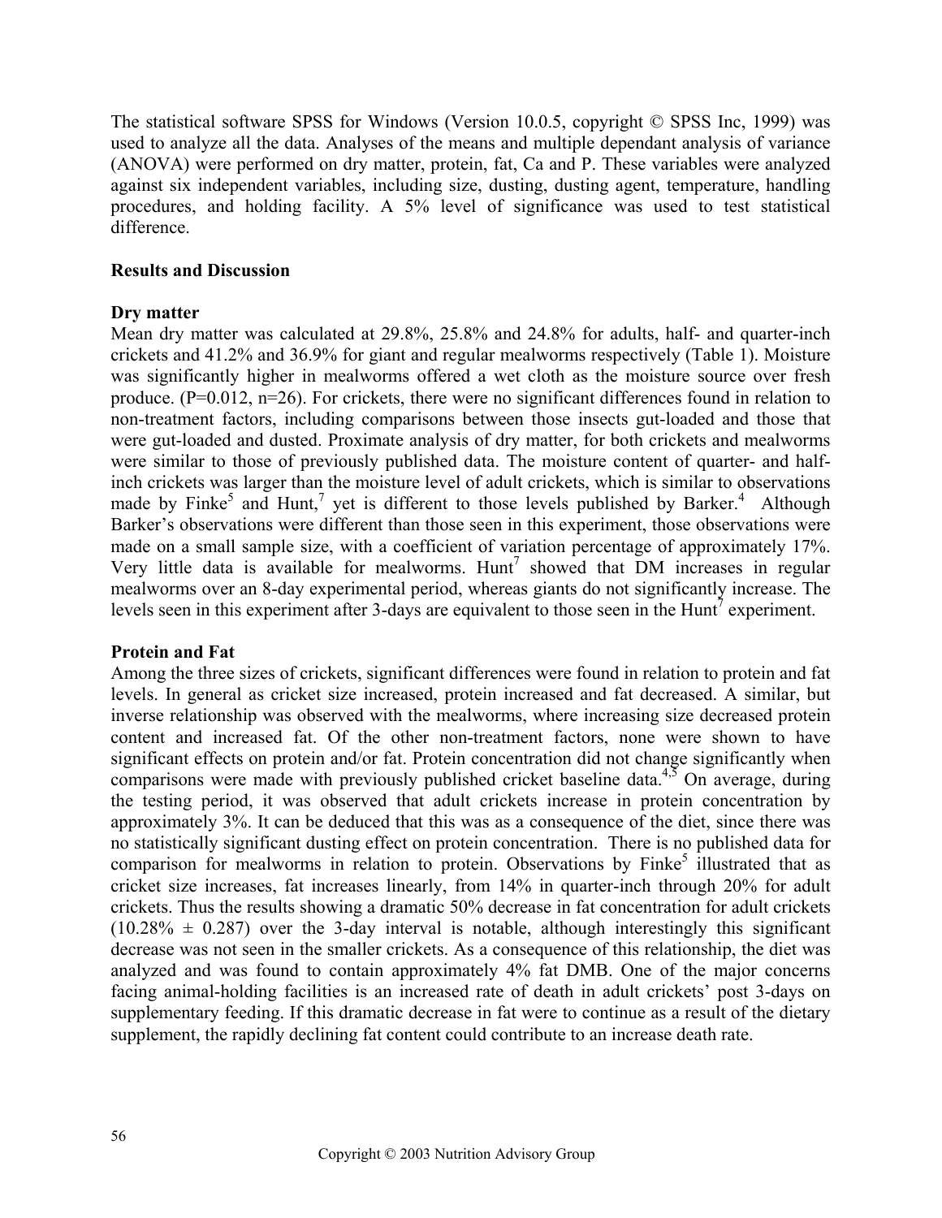The statistical software SPSS for Windows (Version 10.0.5, copyright © SPSS Inc, 1999) was used to analyze all the data. Analyses of the means and multiple dependant analysis of variance (ANOVA) were performed on dry matter, protein, fat, Ca and P. These variables were analyzed against six independent variables, including size, dusting, dusting agent, temperature, handling procedures, and holding facility. A 5% level of significance was used to test statistical difference.

## Results and Discussion

### Dry matter

Mean dry matter was calculated at 29.8%, 25.8% and 24.8% for adults, half- and quarter-inch crickets and 41.2% and 36.9% for giant and regular mealworms respectively (Table 1). Moisture was significantly higher in mealworms offered a wet cloth as the moisture source over fresh produce. ($P=0.012$, $n=26$). For crickets, there were no significant differences found in relation to non-treatment factors, including comparisons between those insects gut-loaded and those that were gut-loaded and dusted. Proximate analysis of dry matter, for both crickets and mealworms were similar to those of previously published data. The moisture content of quarter- and half-inch crickets was larger than the moisture level of adult crickets, which is similar to observations made by Finke[5] and Hunt,[7] yet is different to those levels published by Barker.[4] Although Barker's observations were different than those seen in this experiment, those observations were made on a small sample size, with a coefficient of variation percentage of approximately 17%. Very little data is available for mealworms. Hunt[7] showed that DM increases in regular mealworms over an 8-day experimental period, whereas giants do not significantly increase. The levels seen in this experiment after 3-days are equivalent to those seen in the Hunt[7] experiment.

### Protein and Fat

Among the three sizes of crickets, significant differences were found in relation to protein and fat levels. In general as cricket size increased, protein increased and fat decreased. A similar, but inverse relationship was observed with the mealworms, where increasing size decreased protein content and increased fat. Of the other non-treatment factors, none were shown to have significant effects on protein and/or fat. Protein concentration did not change significantly when comparisons were made with previously published cricket baseline data.[4,5] On average, during the testing period, it was observed that adult crickets increase in protein concentration by approximately 3%. It can be deduced that this was as a consequence of the diet, since there was no statistically significant dusting effect on protein concentration. There is no published data for comparison for mealworms in relation to protein. Observations by Finke[5] illustrated that as cricket size increases, fat increases linearly, from 14% in quarter-inch through 20% for adult crickets. Thus the results showing a dramatic 50% decrease in fat concentration for adult crickets ($10.28\% \pm 0.287$) over the 3-day interval is notable, although interestingly this significant decrease was not seen in the smaller crickets. As a consequence of this relationship, the diet was analyzed and was found to contain approximately 4% fat DMB. One of the major concerns facing animal-holding facilities is an increased rate of death in adult crickets' post 3-days on supplementary feeding. If this dramatic decrease in fat were to continue as a result of the dietary supplement, the rapidly declining fat content could contribute to an increase death rate.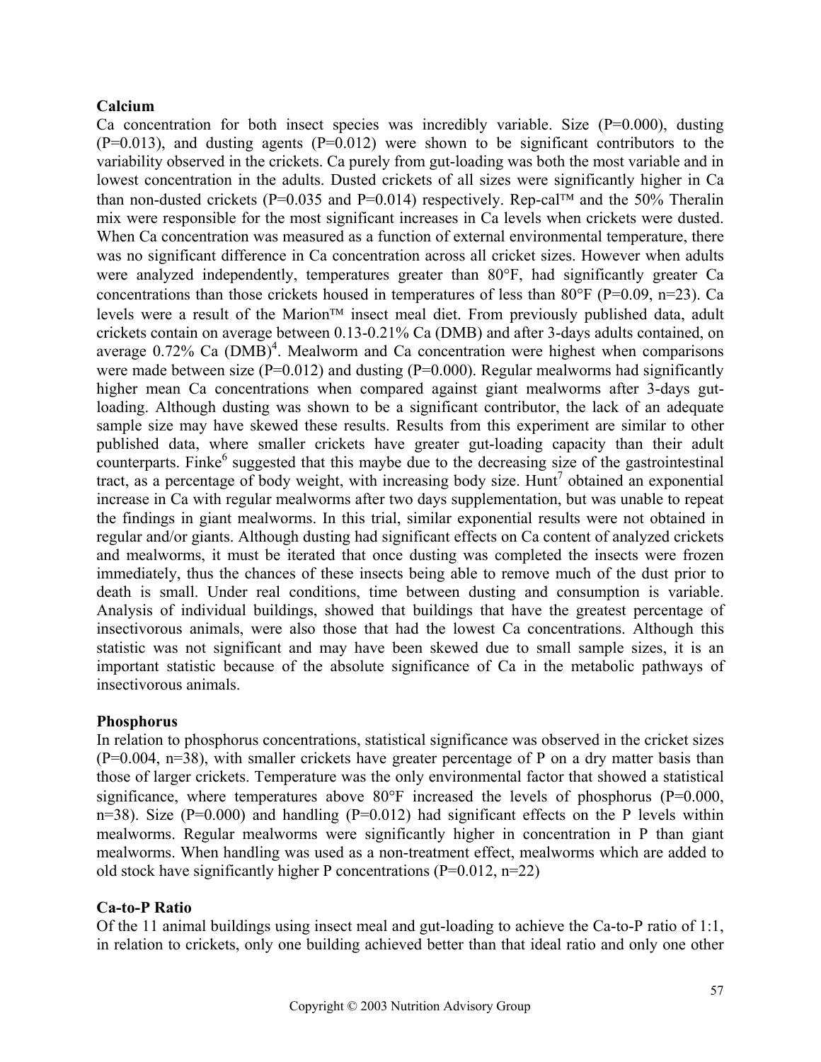**Calcium**

Ca concentration for both insect species was incredibly variable. Size (P=0.000), dusting (P=0.013), and dusting agents (P=0.012) were shown to be significant contributors to the variability observed in the crickets. Ca purely from gut-loading was both the most variable and in lowest concentration in the adults. Dusted crickets of all sizes were significantly higher in Ca than non-dusted crickets (P=0.035 and P=0.014) respectively. Rep-cal™ and the 50% Theralin mix were responsible for the most significant increases in Ca levels when crickets were dusted. When Ca concentration was measured as a function of external environmental temperature, there was no significant difference in Ca concentration across all cricket sizes. However when adults were analyzed independently, temperatures greater than 80°F, had significantly greater Ca concentrations than those crickets housed in temperatures of less than 80°F (P=0.09, n=23). Ca levels were a result of the Marion™ insect meal diet. From previously published data, adult crickets contain on average between 0.13-0.21% Ca (DMB) and after 3-days adults contained, on average 0.72% Ca (DMB)[4]. Mealworm and Ca concentration were highest when comparisons were made between size (P=0.012) and dusting (P=0.000). Regular mealworms had significantly higher mean Ca concentrations when compared against giant mealworms after 3-days gut-loading. Although dusting was shown to be a significant contributor, the lack of an adequate sample size may have skewed these results. Results from this experiment are similar to other published data, where smaller crickets have greater gut-loading capacity than their adult counterparts. Finke[6] suggested that this maybe due to the decreasing size of the gastrointestinal tract, as a percentage of body weight, with increasing body size. Hunt[7] obtained an exponential increase in Ca with regular mealworms after two days supplementation, but was unable to repeat the findings in giant mealworms. In this trial, similar exponential results were not obtained in regular and/or giants. Although dusting had significant effects on Ca content of analyzed crickets and mealworms, it must be iterated that once dusting was completed the insects were frozen immediately, thus the chances of these insects being able to remove much of the dust prior to death is small. Under real conditions, time between dusting and consumption is variable. Analysis of individual buildings, showed that buildings that have the greatest percentage of insectivorous animals, were also those that had the lowest Ca concentrations. Although this statistic was not significant and may have been skewed due to small sample sizes, it is an important statistic because of the absolute significance of Ca in the metabolic pathways of insectivorous animals.

**Phosphorus**

In relation to phosphorus concentrations, statistical significance was observed in the cricket sizes (P=0.004, n=38), with smaller crickets have greater percentage of P on a dry matter basis than those of larger crickets. Temperature was the only environmental factor that showed a statistical significance, where temperatures above 80°F increased the levels of phosphorus (P=0.000, n=38). Size (P=0.000) and handling (P=0.012) had significant effects on the P levels within mealworms. Regular mealworms were significantly higher in concentration in P than giant mealworms. When handling was used as a non-treatment effect, mealworms which are added to old stock have significantly higher P concentrations (P=0.012, n=22)

**Ca-to-P Ratio**

Of the 11 animal buildings using insect meal and gut-loading to achieve the Ca-to-P ratio of 1:1, in relation to crickets, only one building achieved better than that ideal ratio and only one other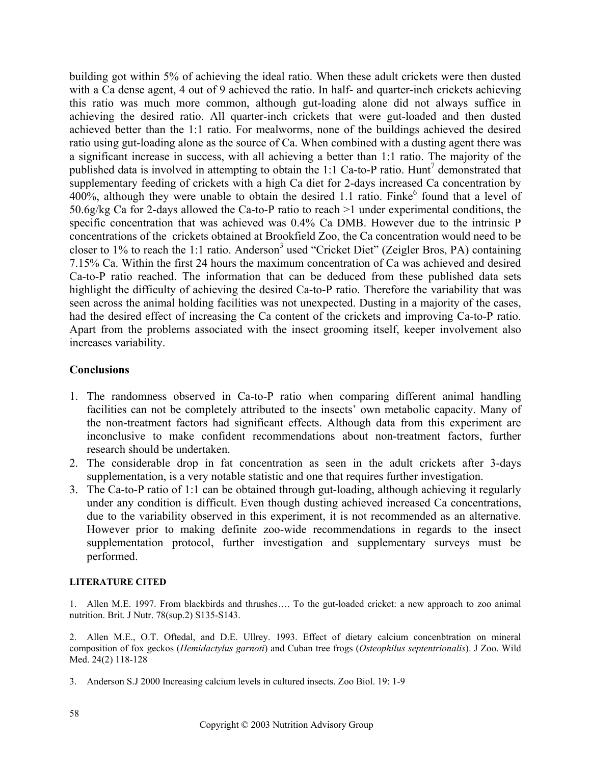building got within 5% of achieving the ideal ratio. When these adult crickets were then dusted with a Ca dense agent, 4 out of 9 achieved the ratio. In half- and quarter-inch crickets achieving this ratio was much more common, although gut-loading alone did not always suffice in achieving the desired ratio. All quarter-inch crickets that were gut-loaded and then dusted achieved better than the 1:1 ratio. For mealworms, none of the buildings achieved the desired ratio using gut-loading alone as the source of Ca. When combined with a dusting agent there was a significant increase in success, with all achieving a better than 1:1 ratio. The majority of the published data is involved in attempting to obtain the 1:1 Ca-to-P ratio. Hunt[7] demonstrated that supplementary feeding of crickets with a high Ca diet for 2-days increased Ca concentration by 400%, although they were unable to obtain the desired 1.1 ratio. Finke[6] found that a level of 50.6g/kg Ca for 2-days allowed the Ca-to-P ratio to reach >1 under experimental conditions, the specific concentration that was achieved was 0.4% Ca DMB. However due to the intrinsic P concentrations of the crickets obtained at Brookfield Zoo, the Ca concentration would need to be closer to 1% to reach the 1:1 ratio. Anderson[3] used "Cricket Diet" (Zeigler Bros, PA) containing 7.15% Ca. Within the first 24 hours the maximum concentration of Ca was achieved and desired Ca-to-P ratio reached. The information that can be deduced from these published data sets highlight the difficulty of achieving the desired Ca-to-P ratio. Therefore the variability that was seen across the animal holding facilities was not unexpected. Dusting in a majority of the cases, had the desired effect of increasing the Ca content of the crickets and improving Ca-to-P ratio. Apart from the problems associated with the insect grooming itself, keeper involvement also increases variability.

## Conclusions

1. The randomness observed in Ca-to-P ratio when comparing different animal handling facilities can not be completely attributed to the insects' own metabolic capacity. Many of the non-treatment factors had significant effects. Although data from this experiment are inconclusive to make confident recommendations about non-treatment factors, further research should be undertaken.
2. The considerable drop in fat concentration as seen in the adult crickets after 3-days supplementation, is a very notable statistic and one that requires further investigation.
3. The Ca-to-P ratio of 1:1 can be obtained through gut-loading, although achieving it regularly under any condition is difficult. Even though dusting achieved increased Ca concentrations, due to the variability observed in this experiment, it is not recommended as an alternative. However prior to making definite zoo-wide recommendations in regards to the insect supplementation protocol, further investigation and supplementary surveys must be performed.

### LITERATURE CITED

1. Allen M.E. 1997. From blackbirds and thrushes…. To the gut-loaded cricket: a new approach to zoo animal nutrition. Brit. J Nutr. 78(sup.2) S135-S143.

2. Allen M.E., O.T. Oftedal, and D.E. Ullrey. 1993. Effect of dietary calcium concenbtration on mineral composition of fox geckos (*Hemidactylus garnoti*) and Cuban tree frogs (*Osteophilus septentrionalis*). J Zoo. Wild Med. 24(2) 118-128

3. Anderson S.J 2000 Increasing calcium levels in cultured insects. Zoo Biol. 19: 1-9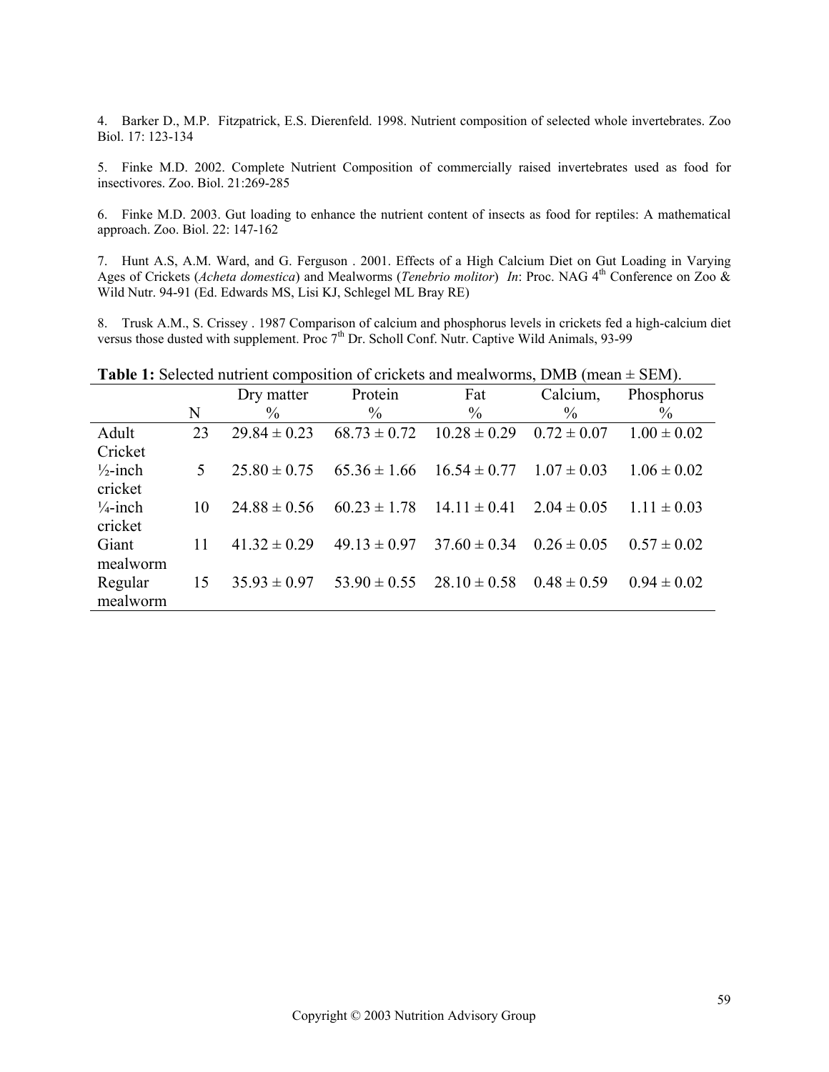4. Barker D., M.P. Fitzpatrick, E.S. Dierenfeld. 1998. Nutrient composition of selected whole invertebrates. Zoo Biol. 17: 123-134

5. Finke M.D. 2002. Complete Nutrient Composition of commercially raised invertebrates used as food for insectivores. Zoo. Biol. 21:269-285

6. Finke M.D. 2003. Gut loading to enhance the nutrient content of insects as food for reptiles: A mathematical approach. Zoo. Biol. 22: 147-162

7. Hunt A.S, A.M. Ward, and G. Ferguson . 2001. Effects of a High Calcium Diet on Gut Loading in Varying Ages of Crickets (*Acheta domestica*) and Mealworms (*Tenebrio molitor*) *In*: Proc. NAG 4th Conference on Zoo & Wild Nutr. 94-91 (Ed. Edwards MS, Lisi KJ, Schlegel ML Bray RE)

8. Trusk A.M., S. Crissey . 1987 Comparison of calcium and phosphorus levels in crickets fed a high-calcium diet versus those dusted with supplement. Proc 7th Dr. Scholl Conf. Nutr. Captive Wild Animals, 93-99

**Table 1:** Selected nutrient composition of crickets and mealworms, DMB (mean ± SEM).

| | N | Dry matter % | Protein % | Fat % | Calcium, % | Phosphorus % |
|---|---|---|---|---|---|---|
| Adult Cricket | 23 | 29.84 ± 0.23 | 68.73 ± 0.72 | 10.28 ± 0.29 | 0.72 ± 0.07 | 1.00 ± 0.02 |
| ½-inch cricket | 5 | 25.80 ± 0.75 | 65.36 ± 1.66 | 16.54 ± 0.77 | 1.07 ± 0.03 | 1.06 ± 0.02 |
| ¼-inch cricket | 10 | 24.88 ± 0.56 | 60.23 ± 1.78 | 14.11 ± 0.41 | 2.04 ± 0.05 | 1.11 ± 0.03 |
| Giant mealworm | 11 | 41.32 ± 0.29 | 49.13 ± 0.97 | 37.60 ± 0.34 | 0.26 ± 0.05 | 0.57 ± 0.02 |
| Regular mealworm | 15 | 35.93 ± 0.97 | 53.90 ± 0.55 | 28.10 ± 0.58 | 0.48 ± 0.59 | 0.94 ± 0.02 |

Copyright © 2003 Nutrition Advisory Group